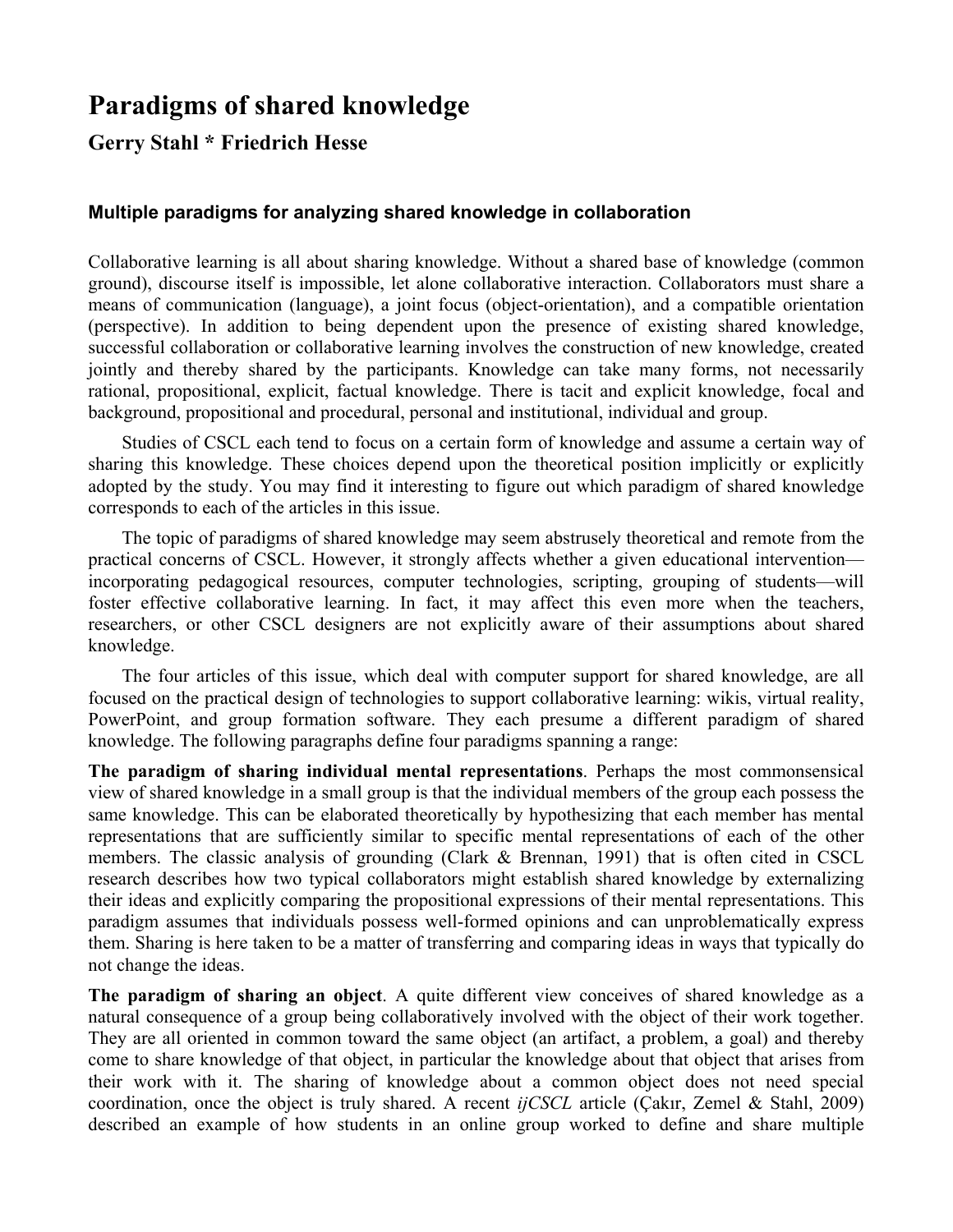# Paradigms of shared knowledge

## Gerry Stahl * Friedrich Hesse

### Multiple paradigms for analyzing shared knowledge in collaboration

Collaborative learning is all about sharing knowledge. Without a shared base of knowledge (common ground), discourse itself is impossible, let alone collaborative interaction. Collaborators must share a means of communication (language), a joint focus (object-orientation), and a compatible orientation (perspective). In addition to being dependent upon the presence of existing shared knowledge, successful collaboration or collaborative learning involves the construction of new knowledge, created jointly and thereby shared by the participants. Knowledge can take many forms, not necessarily rational, propositional, explicit, factual knowledge. There is tacit and explicit knowledge, focal and background, propositional and procedural, personal and institutional, individual and group.

Studies of CSCL each tend to focus on a certain form of knowledge and assume a certain way of sharing this knowledge. These choices depend upon the theoretical position implicitly or explicitly adopted by the study. You may find it interesting to figure out which paradigm of shared knowledge corresponds to each of the articles in this issue.

The topic of paradigms of shared knowledge may seem abstrusely theoretical and remote from the practical concerns of CSCL. However, it strongly affects whether a given educational intervention—incorporating pedagogical resources, computer technologies, scripting, grouping of students—will foster effective collaborative learning. In fact, it may affect this even more when the teachers, researchers, or other CSCL designers are not explicitly aware of their assumptions about shared knowledge.

The four articles of this issue, which deal with computer support for shared knowledge, are all focused on the practical design of technologies to support collaborative learning: wikis, virtual reality, PowerPoint, and group formation software. They each presume a different paradigm of shared knowledge. The following paragraphs define four paradigms spanning a range:

**The paradigm of sharing individual mental representations**. Perhaps the most commonsensical view of shared knowledge in a small group is that the individual members of the group each possess the same knowledge. This can be elaborated theoretically by hypothesizing that each member has mental representations that are sufficiently similar to specific mental representations of each of the other members. The classic analysis of grounding (Clark & Brennan, 1991) that is often cited in CSCL research describes how two typical collaborators might establish shared knowledge by externalizing their ideas and explicitly comparing the propositional expressions of their mental representations. This paradigm assumes that individuals possess well-formed opinions and can unproblematically express them. Sharing is here taken to be a matter of transferring and comparing ideas in ways that typically do not change the ideas.

**The paradigm of sharing an object**. A quite different view conceives of shared knowledge as a natural consequence of a group being collaboratively involved with the object of their work together. They are all oriented in common toward the same object (an artifact, a problem, a goal) and thereby come to share knowledge of that object, in particular the knowledge about that object that arises from their work with it. The sharing of knowledge about a common object does not need special coordination, once the object is truly shared. A recent *ijCSCL* article (Çakır, Zemel & Stahl, 2009) described an example of how students in an online group worked to define and share multiple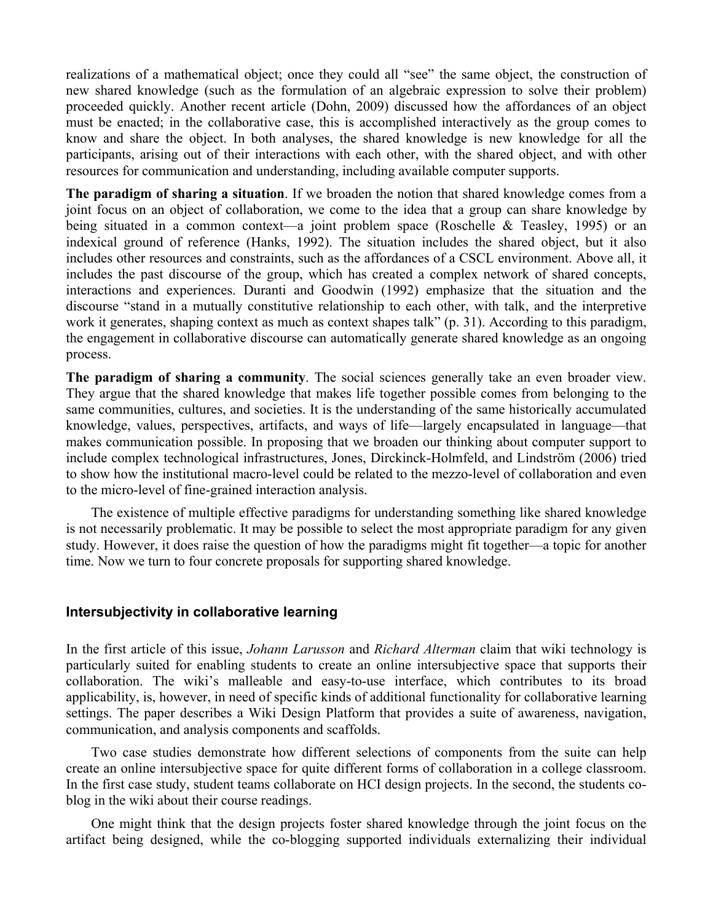realizations of a mathematical object; once they could all "see" the same object, the construction of new shared knowledge (such as the formulation of an algebraic expression to solve their problem) proceeded quickly. Another recent article (Dohn, 2009) discussed how the affordances of an object must be enacted; in the collaborative case, this is accomplished interactively as the group comes to know and share the object. In both analyses, the shared knowledge is new knowledge for all the participants, arising out of their interactions with each other, with the shared object, and with other resources for communication and understanding, including available computer supports.

**The paradigm of sharing a situation**. If we broaden the notion that shared knowledge comes from a joint focus on an object of collaboration, we come to the idea that a group can share knowledge by being situated in a common context—a joint problem space (Roschelle & Teasley, 1995) or an indexical ground of reference (Hanks, 1992). The situation includes the shared object, but it also includes other resources and constraints, such as the affordances of a CSCL environment. Above all, it includes the past discourse of the group, which has created a complex network of shared concepts, interactions and experiences. Duranti and Goodwin (1992) emphasize that the situation and the discourse "stand in a mutually constitutive relationship to each other, with talk, and the interpretive work it generates, shaping context as much as context shapes talk" (p. 31). According to this paradigm, the engagement in collaborative discourse can automatically generate shared knowledge as an ongoing process.

**The paradigm of sharing a community**. The social sciences generally take an even broader view. They argue that the shared knowledge that makes life together possible comes from belonging to the same communities, cultures, and societies. It is the understanding of the same historically accumulated knowledge, values, perspectives, artifacts, and ways of life—largely encapsulated in language—that makes communication possible. In proposing that we broaden our thinking about computer support to include complex technological infrastructures, Jones, Dirckinck-Holmfeld, and Lindström (2006) tried to show how the institutional macro-level could be related to the mezzo-level of collaboration and even to the micro-level of fine-grained interaction analysis.

The existence of multiple effective paradigms for understanding something like shared knowledge is not necessarily problematic. It may be possible to select the most appropriate paradigm for any given study. However, it does raise the question of how the paradigms might fit together—a topic for another time. Now we turn to four concrete proposals for supporting shared knowledge.

## Intersubjectivity in collaborative learning

In the first article of this issue, *Johann Larusson* and *Richard Alterman* claim that wiki technology is particularly suited for enabling students to create an online intersubjective space that supports their collaboration. The wiki's malleable and easy-to-use interface, which contributes to its broad applicability, is, however, in need of specific kinds of additional functionality for collaborative learning settings. The paper describes a Wiki Design Platform that provides a suite of awareness, navigation, communication, and analysis components and scaffolds.

Two case studies demonstrate how different selections of components from the suite can help create an online intersubjective space for quite different forms of collaboration in a college classroom. In the first case study, student teams collaborate on HCI design projects. In the second, the students co-blog in the wiki about their course readings.

One might think that the design projects foster shared knowledge through the joint focus on the artifact being designed, while the co-blogging supported individuals externalizing their individual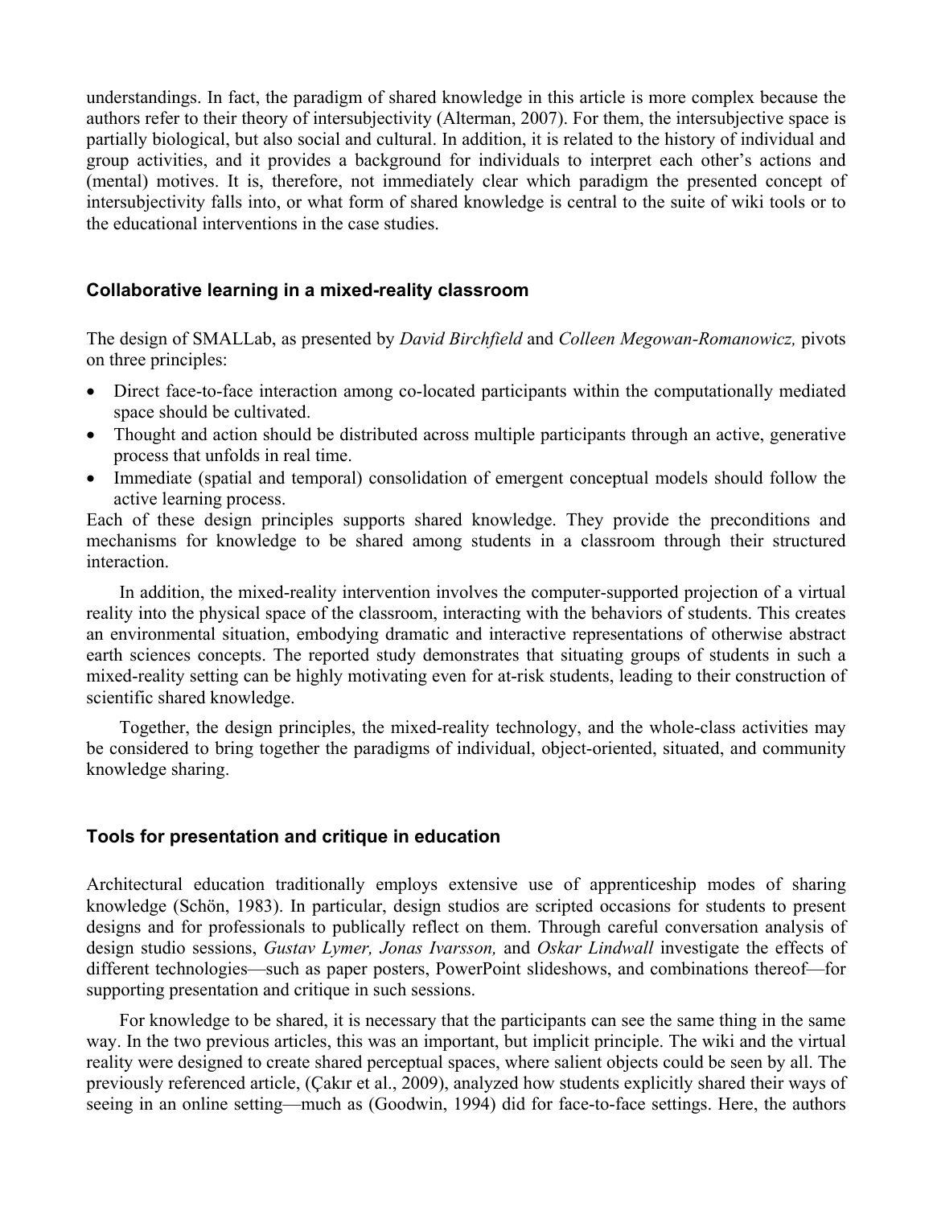understandings. In fact, the paradigm of shared knowledge in this article is more complex because the authors refer to their theory of intersubjectivity (Alterman, 2007). For them, the intersubjective space is partially biological, but also social and cultural. In addition, it is related to the history of individual and group activities, and it provides a background for individuals to interpret each other's actions and (mental) motives. It is, therefore, not immediately clear which paradigm the presented concept of intersubjectivity falls into, or what form of shared knowledge is central to the suite of wiki tools or to the educational interventions in the case studies.

### Collaborative learning in a mixed-reality classroom

The design of SMALLab, as presented by *David Birchfield* and *Colleen Megowan-Romanowicz,* pivots on three principles:

- Direct face-to-face interaction among co-located participants within the computationally mediated space should be cultivated.
- Thought and action should be distributed across multiple participants through an active, generative process that unfolds in real time.
- Immediate (spatial and temporal) consolidation of emergent conceptual models should follow the active learning process.

Each of these design principles supports shared knowledge. They provide the preconditions and mechanisms for knowledge to be shared among students in a classroom through their structured interaction.

In addition, the mixed-reality intervention involves the computer-supported projection of a virtual reality into the physical space of the classroom, interacting with the behaviors of students. This creates an environmental situation, embodying dramatic and interactive representations of otherwise abstract earth sciences concepts. The reported study demonstrates that situating groups of students in such a mixed-reality setting can be highly motivating even for at-risk students, leading to their construction of scientific shared knowledge.

Together, the design principles, the mixed-reality technology, and the whole-class activities may be considered to bring together the paradigms of individual, object-oriented, situated, and community knowledge sharing.

### Tools for presentation and critique in education

Architectural education traditionally employs extensive use of apprenticeship modes of sharing knowledge (Schön, 1983). In particular, design studios are scripted occasions for students to present designs and for professionals to publically reflect on them. Through careful conversation analysis of design studio sessions, *Gustav Lymer, Jonas Ivarsson,* and *Oskar Lindwall* investigate the effects of different technologies—such as paper posters, PowerPoint slideshows, and combinations thereof—for supporting presentation and critique in such sessions.

For knowledge to be shared, it is necessary that the participants can see the same thing in the same way. In the two previous articles, this was an important, but implicit principle. The wiki and the virtual reality were designed to create shared perceptual spaces, where salient objects could be seen by all. The previously referenced article, (Çakır et al., 2009), analyzed how students explicitly shared their ways of seeing in an online setting—much as (Goodwin, 1994) did for face-to-face settings. Here, the authors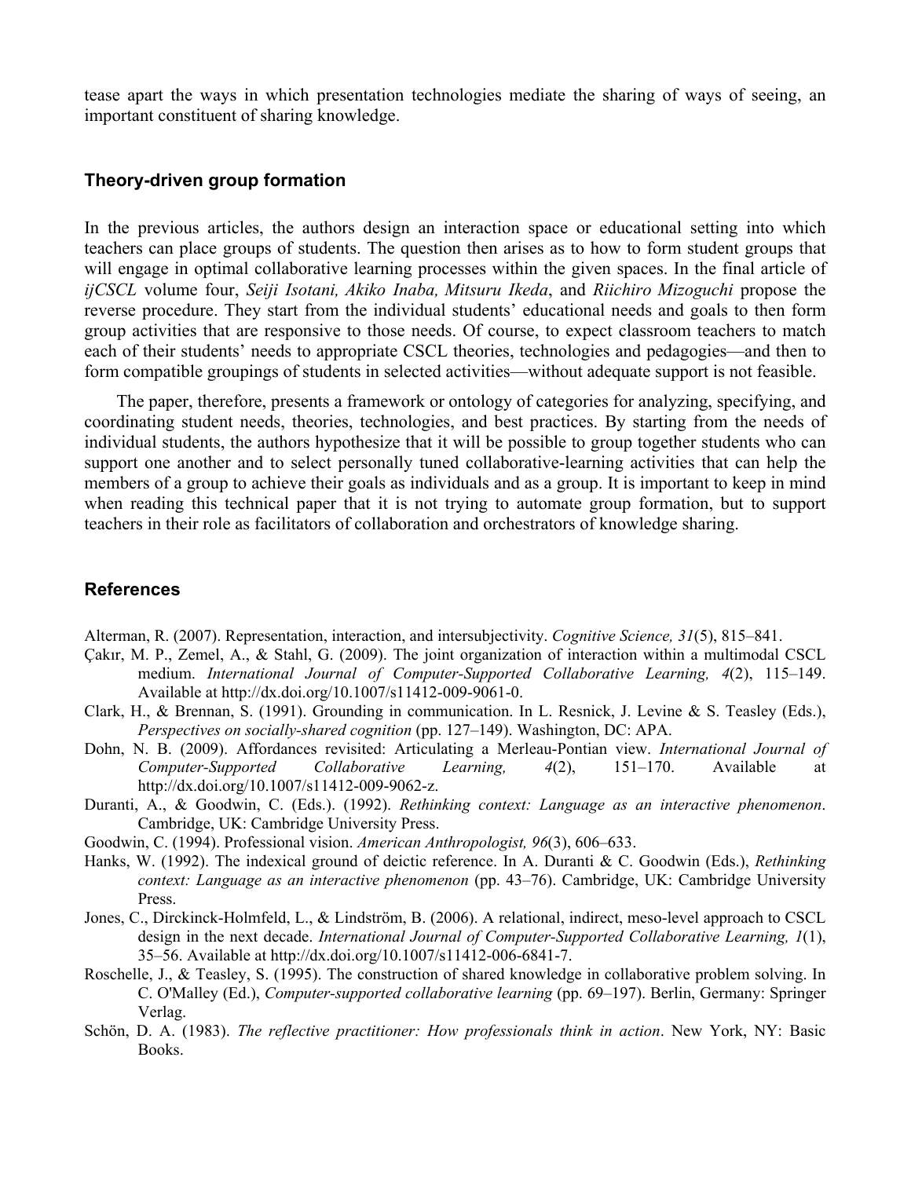tease apart the ways in which presentation technologies mediate the sharing of ways of seeing, an important constituent of sharing knowledge.

### Theory-driven group formation

In the previous articles, the authors design an interaction space or educational setting into which teachers can place groups of students. The question then arises as to how to form student groups that will engage in optimal collaborative learning processes within the given spaces. In the final article of *ijCSCL* volume four, *Seiji Isotani, Akiko Inaba, Mitsuru Ikeda*, and *Riichiro Mizoguchi* propose the reverse procedure. They start from the individual students' educational needs and goals to then form group activities that are responsive to those needs. Of course, to expect classroom teachers to match each of their students' needs to appropriate CSCL theories, technologies and pedagogies—and then to form compatible groupings of students in selected activities—without adequate support is not feasible.

The paper, therefore, presents a framework or ontology of categories for analyzing, specifying, and coordinating student needs, theories, technologies, and best practices. By starting from the needs of individual students, the authors hypothesize that it will be possible to group together students who can support one another and to select personally tuned collaborative-learning activities that can help the members of a group to achieve their goals as individuals and as a group. It is important to keep in mind when reading this technical paper that it is not trying to automate group formation, but to support teachers in their role as facilitators of collaboration and orchestrators of knowledge sharing.

### References

Alterman, R. (2007). Representation, interaction, and intersubjectivity. *Cognitive Science, 31*(5), 815–841.

Çakır, M. P., Zemel, A., & Stahl, G. (2009). The joint organization of interaction within a multimodal CSCL medium. *International Journal of Computer-Supported Collaborative Learning, 4*(2), 115–149. Available at http://dx.doi.org/10.1007/s11412-009-9061-0.

Clark, H., & Brennan, S. (1991). Grounding in communication. In L. Resnick, J. Levine & S. Teasley (Eds.), *Perspectives on socially-shared cognition* (pp. 127–149). Washington, DC: APA.

Dohn, N. B. (2009). Affordances revisited: Articulating a Merleau-Pontian view. *International Journal of Computer-Supported Collaborative Learning, 4*(2), 151–170. Available at http://dx.doi.org/10.1007/s11412-009-9062-z.

Duranti, A., & Goodwin, C. (Eds.). (1992). *Rethinking context: Language as an interactive phenomenon*. Cambridge, UK: Cambridge University Press.

Goodwin, C. (1994). Professional vision. *American Anthropologist, 96*(3), 606–633.

Hanks, W. (1992). The indexical ground of deictic reference. In A. Duranti & C. Goodwin (Eds.), *Rethinking context: Language as an interactive phenomenon* (pp. 43–76). Cambridge, UK: Cambridge University Press.

Jones, C., Dirckinck-Holmfeld, L., & Lindström, B. (2006). A relational, indirect, meso-level approach to CSCL design in the next decade. *International Journal of Computer-Supported Collaborative Learning, 1*(1), 35–56. Available at http://dx.doi.org/10.1007/s11412-006-6841-7.

Roschelle, J., & Teasley, S. (1995). The construction of shared knowledge in collaborative problem solving. In C. O'Malley (Ed.), *Computer-supported collaborative learning* (pp. 69–197). Berlin, Germany: Springer Verlag.

Schön, D. A. (1983). *The reflective practitioner: How professionals think in action*. New York, NY: Basic Books.